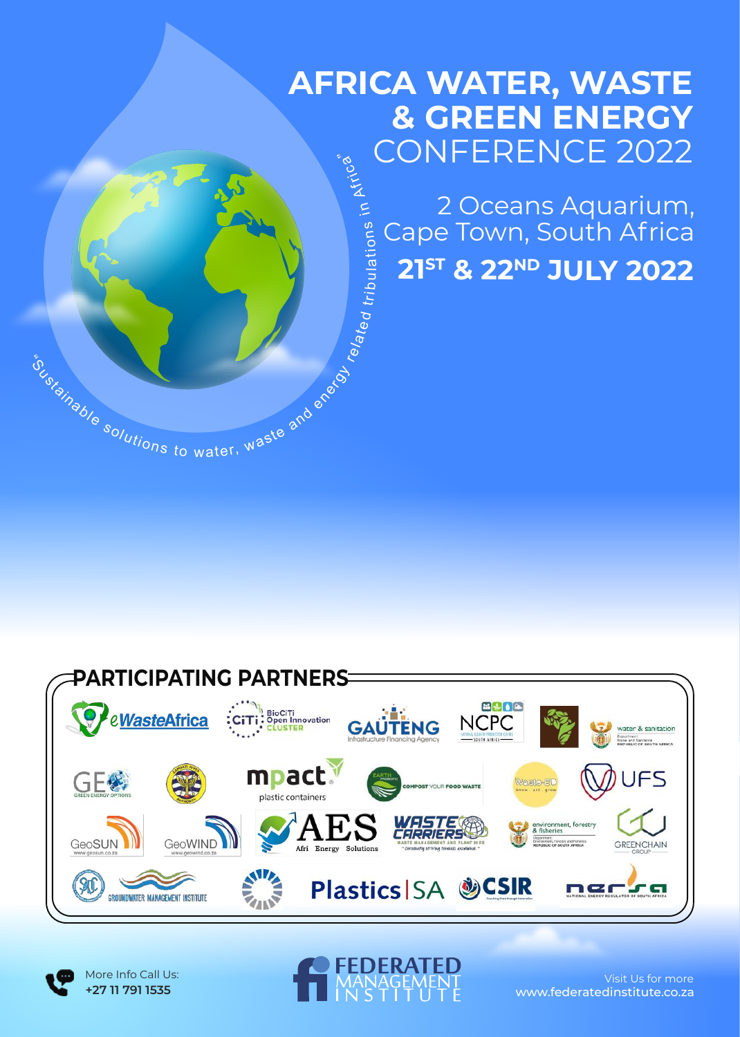# AFRICA WATER, WASTE & GREEN ENERGY CONFERENCE 2022

"Sustainable solutions to water, waste and energy related tribulations in Africa"

2 Oceans Aquarium, Cape Town, South Africa

**21ST & 22ND JULY 2022**

## PARTICIPATING PARTNERS

eWasteAfrica
BioCiTi Open Innovation CLUSTER
GAUTENG Infrastructure Financing Agency
NCPC South Africa
water & sanitation
GE Green Energy Options
mpact plastic containers
Earth Probiotic – Compost your food waste
Waste-ED
UFS
GeoSUN
GeoWIND
AES Afri Energy Solutions
Waste Carriers
environment, forestry & fisheries
GreenChain Group
Groundwater Management Institute
Plastics|SA
CSIR
nersa

More Info Call Us:
**+27 11 791 1535**

FEDERATED MANAGEMENT INSTITUTE

Visit Us for more
www.federatedinstitute.co.za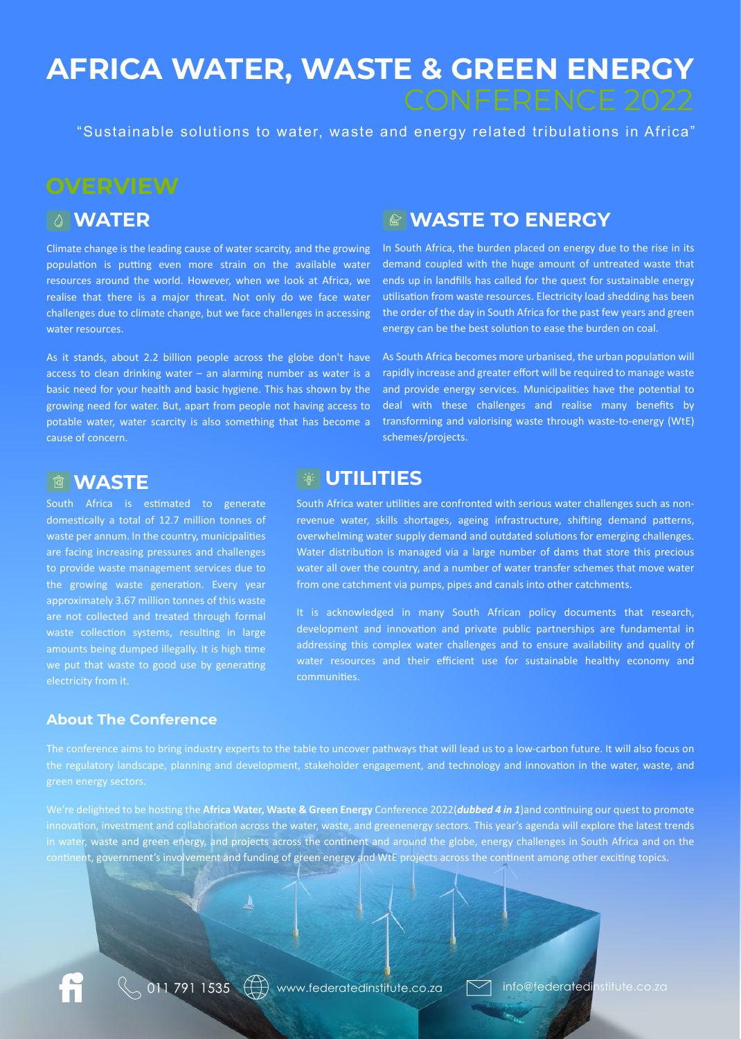# AFRICA WATER, WASTE & GREEN ENERGY CONFERENCE 2022

"Sustainable solutions to water, waste and energy related tribulations in Africa"

## OVERVIEW

### WATER

Climate change is the leading cause of water scarcity, and the growing population is putting even more strain on the available water resources around the world. However, when we look at Africa, we realise that there is a major threat. Not only do we face water challenges due to climate change, but we face challenges in accessing water resources.

As it stands, about 2.2 billion people across the globe don't have access to clean drinking water – an alarming number as water is a basic need for your health and basic hygiene. This has shown by the growing need for water. But, apart from people not having access to potable water, water scarcity is also something that has become a cause of concern.

### WASTE TO ENERGY

In South Africa, the burden placed on energy due to the rise in its demand coupled with the huge amount of untreated waste that ends up in landfills has called for the quest for sustainable energy utilisation from waste resources. Electricity load shedding has been the order of the day in South Africa for the past few years and green energy can be the best solution to ease the burden on coal.

As South Africa becomes more urbanised, the urban population will rapidly increase and greater effort will be required to manage waste and provide energy services. Municipalities have the potential to deal with these challenges and realise many benefits by transforming and valorising waste through waste-to-energy (WtE) schemes/projects.

### WASTE

South Africa is estimated to generate domestically a total of 12.7 million tonnes of waste per annum. In the country, municipalities are facing increasing pressures and challenges to provide waste management services due to the growing waste generation. Every year approximately 3.67 million tonnes of this waste are not collected and treated through formal waste collection systems, resulting in large amounts being dumped illegally. It is high time we put that waste to good use by generating electricity from it.

### UTILITIES

South Africa water utilities are confronted with serious water challenges such as non-revenue water, skills shortages, ageing infrastructure, shifting demand patterns, overwhelming water supply demand and outdated solutions for emerging challenges. Water distribution is managed via a large number of dams that store this precious water all over the country, and a number of water transfer schemes that move water from one catchment via pumps, pipes and canals into other catchments.

It is acknowledged in many South African policy documents that research, development and innovation and private public partnerships are fundamental in addressing this complex water challenges and to ensure availability and quality of water resources and their efficient use for sustainable healthy economy and communities.

### About The Conference

The conference aims to bring industry experts to the table to uncover pathways that will lead us to a low-carbon future. It will also focus on the regulatory landscape, planning and development, stakeholder engagement, and technology and innovation in the water, waste, and green energy sectors.

We're delighted to be hosting the **Africa Water, Waste & Green Energy** Conference 2022(***dubbed 4 in 1***)and continuing our quest to promote innovation, investment and collaboration across the water, waste, and greenenergy sectors. This year's agenda will explore the latest trends in water, waste and green energy, and projects across the continent and around the globe, energy challenges in South Africa and on the continent, government's involvement and funding of green energy and WtE projects across the continent among other exciting topics.

011 791 1535 www.federatedinstitute.co.za info@federatedinstitute.co.za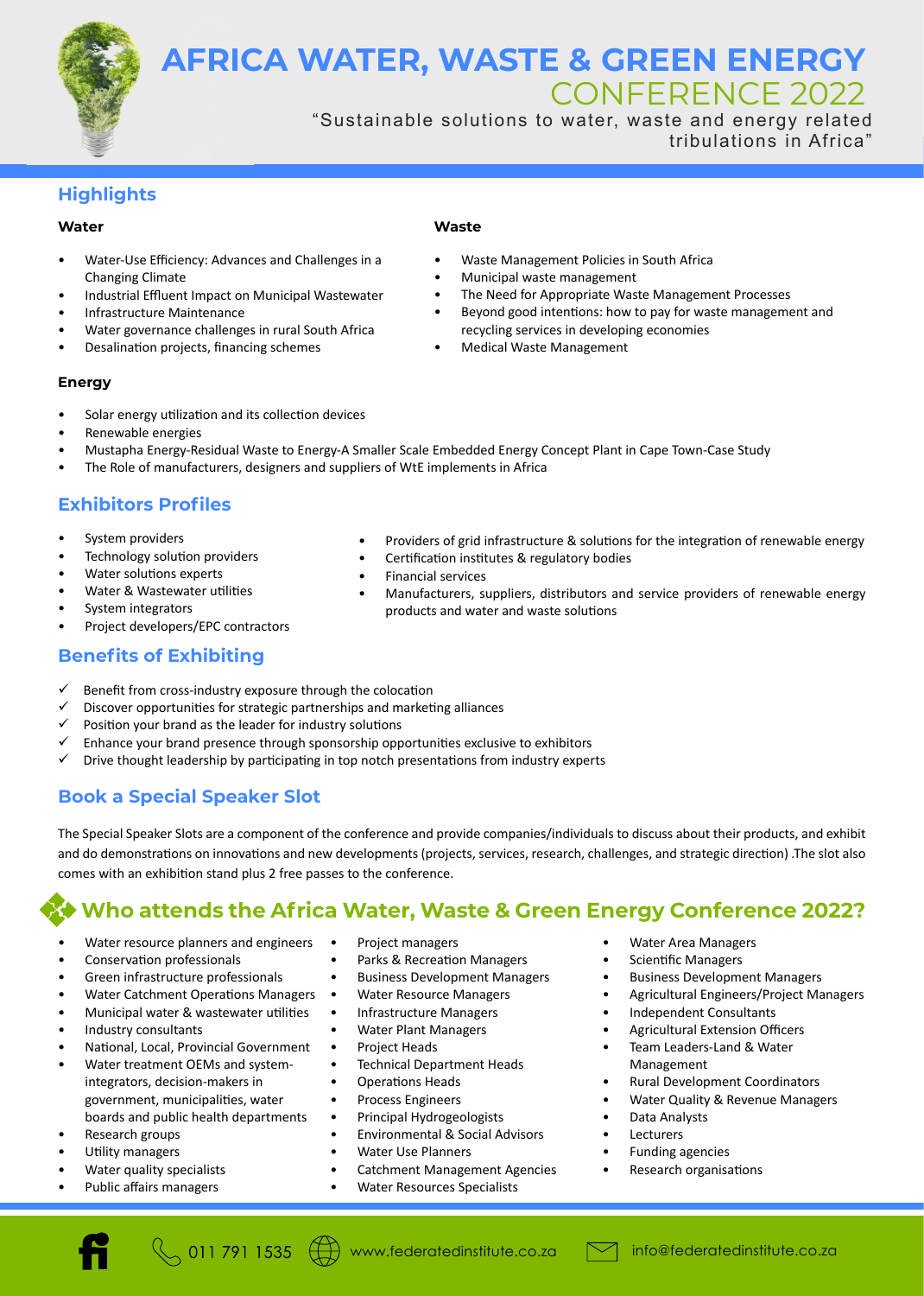# AFRICA WATER, WASTE & GREEN ENERGY CONFERENCE 2022

"Sustainable solutions to water, waste and energy related tribulations in Africa"

## Highlights

### Water

- Water-Use Efficiency: Advances and Challenges in a Changing Climate
- Industrial Effluent Impact on Municipal Wastewater
- Infrastructure Maintenance
- Water governance challenges in rural South Africa
- Desalination projects, financing schemes

### Waste

- Waste Management Policies in South Africa
- Municipal waste management
- The Need for Appropriate Waste Management Processes
- Beyond good intentions: how to pay for waste management and recycling services in developing economies
- Medical Waste Management

### Energy

- Solar energy utilization and its collection devices
- Renewable energies
- Mustapha Energy-Residual Waste to Energy-A Smaller Scale Embedded Energy Concept Plant in Cape Town-Case Study
- The Role of manufacturers, designers and suppliers of WtE implements in Africa

## Exhibitors Profiles

- System providers
- Technology solution providers
- Water solutions experts
- Water & Wastewater utilities
- System integrators
- Project developers/EPC contractors
- Providers of grid infrastructure & solutions for the integration of renewable energy
- Certification institutes & regulatory bodies
- Financial services
- Manufacturers, suppliers, distributors and service providers of renewable energy products and water and waste solutions

## Benefits of Exhibiting

- ✓ Benefit from cross-industry exposure through the colocation
- ✓ Discover opportunities for strategic partnerships and marketing alliances
- ✓ Position your brand as the leader for industry solutions
- ✓ Enhance your brand presence through sponsorship opportunities exclusive to exhibitors
- ✓ Drive thought leadership by participating in top notch presentations from industry experts

## Book a Special Speaker Slot

The Special Speaker Slots are a component of the conference and provide companies/individuals to discuss about their products, and exhibit and do demonstrations on innovations and new developments (projects, services, research, challenges, and strategic direction) .The slot also comes with an exhibition stand plus 2 free passes to the conference.

## Who attends the Africa Water, Waste & Green Energy Conference 2022?

- Water resource planners and engineers
- Conservation professionals
- Green infrastructure professionals
- Water Catchment Operations Managers
- Municipal water & wastewater utilities
- Industry consultants
- National, Local, Provincial Government
- Water treatment OEMs and system-integrators, decision-makers in government, municipalities, water boards and public health departments
- Research groups
- Utility managers
- Water quality specialists
- Public affairs managers
- Project managers
- Parks & Recreation Managers
- Business Development Managers
- Water Resource Managers
- Infrastructure Managers
- Water Plant Managers
- Project Heads
- Technical Department Heads
- Operations Heads
- Process Engineers
- Principal Hydrogeologists
- Environmental & Social Advisors
- Water Use Planners
- Catchment Management Agencies
- Water Resources Specialists
- Water Area Managers
- Scientific Managers
- Business Development Managers
- Agricultural Engineers/Project Managers
- Independent Consultants
- Agricultural Extension Officers
- Team Leaders-Land & Water Management
- Rural Development Coordinators
- Water Quality & Revenue Managers
- Data Analysts
- Lecturers
- Funding agencies
- Research organisations

011 791 1535 | www.federatedinstitute.co.za | info@federatedinstitute.co.za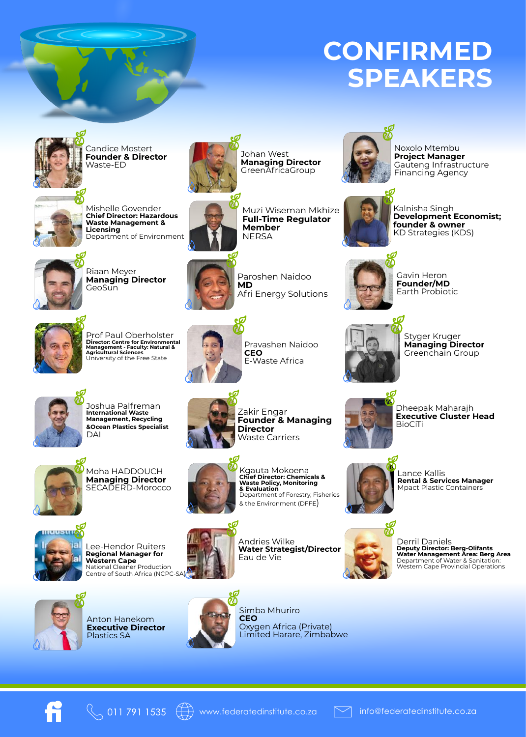# CONFIRMED SPEAKERS

Candice Mostert
**Founder & Director**
Waste-ED

Johan West
**Managing Director**
GreenAfricaGroup

Noxolo Mtembu
**Project Manager**
Gauteng Infrastructure Financing Agency

Mishelle Govender
**Chief Director: Hazardous Waste Management & Licensing**
Department of Environment

Muzi Wiseman Mkhize
**Full-Time Regulator Member**
NERSA

Kalnisha Singh
**Development Economist; founder & owner**
KD Strategies (KDS)

Riaan Meyer
**Managing Director**
GeoSun

Paroshen Naidoo
**MD**
Afri Energy Solutions

Gavin Heron
**Founder/MD**
Earth Probiotic

Prof Paul Oberholster
**Director: Centre for Environmental Management - Faculty: Natural & Agricultural Sciences**
University of the Free State

Pravashen Naidoo
**CEO**
E-Waste Africa

Styger Kruger
**Managing Director**
Greenchain Group

Joshua Palfreman
**International Waste Management, Recycling &Ocean Plastics Specialist**
DAI

Zakir Engar
**Founder & Managing Director**
Waste Carriers

Dheepak Maharajh
**Executive Cluster Head**
BioCiTi

Moha HADDOUCH
**Managing Director**
SECADERD-Morocco

Kgauta Mokoena
**Chief Director: Chemicals & Waste Policy, Monitoring & Evaluation**
Department of Forestry, Fisheries & the Environment (DFFE)

Lance Kallis
**Rental & Services Manager**
Mpact Plastic Containers

Lee-Hendor Ruiters
**Regional Manager for Western Cape**
National Cleaner Production Centre of South Africa (NCPC-SA)

Andries Wilke
**Water Strategist/Director**
Eau de Vie

Derril Daniels
**Deputy Director: Berg-Olifants Water Management Area: Berg Area**
Department of Water & Sanitation: Western Cape Provincial Operations

Anton Hanekom
**Executive Director**
Plastics SA

Simba Mhuriro
**CEO**
Oxygen Africa (Private) Limited Harare, Zimbabwe

011 791 1535 | www.federatedinstitute.co.za | info@federatedinstitute.co.za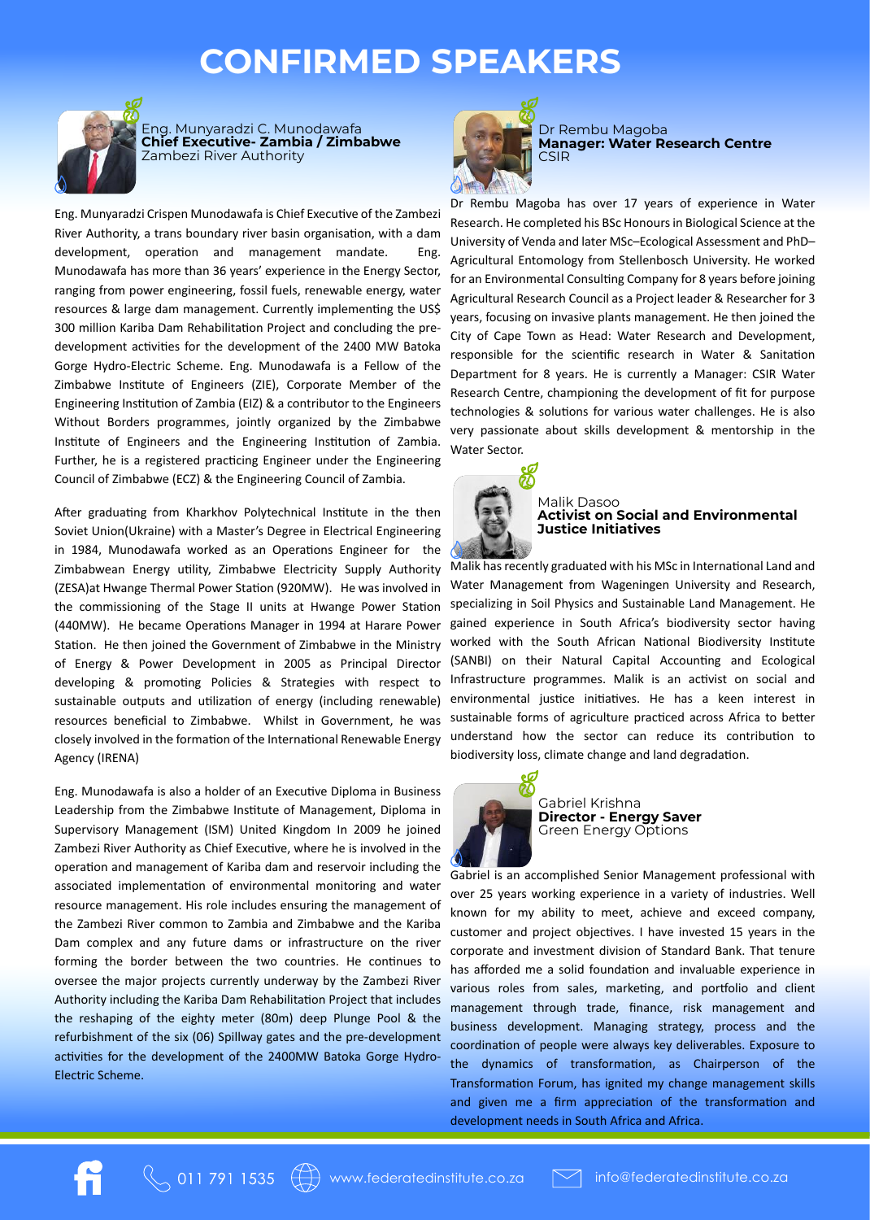# CONFIRMED SPEAKERS

Eng. Munyaradzi C. Munodawafa
**Chief Executive- Zambia / Zimbabwe**
Zambezi River Authority

Eng. Munyaradzi Crispen Munodawafa is Chief Executive of the Zambezi River Authority, a trans boundary river basin organisation, with a dam development, operation and management mandate. Eng. Munodawafa has more than 36 years' experience in the Energy Sector, ranging from power engineering, fossil fuels, renewable energy, water resources & large dam management. Currently implementing the US$ 300 million Kariba Dam Rehabilitation Project and concluding the pre-development activities for the development of the 2400 MW Batoka Gorge Hydro-Electric Scheme. Eng. Munodawafa is a Fellow of the Zimbabwe Institute of Engineers (ZIE), Corporate Member of the Engineering Institution of Zambia (EIZ) & a contributor to the Engineers Without Borders programmes, jointly organized by the Zimbabwe Institute of Engineers and the Engineering Institution of Zambia. Further, he is a registered practicing Engineer under the Engineering Council of Zimbabwe (ECZ) & the Engineering Council of Zambia.

After graduating from Kharkhov Polytechnical Institute in the then Soviet Union(Ukraine) with a Master's Degree in Electrical Engineering in 1984, Munodawafa worked as an Operations Engineer for the Zimbabwean Energy utility, Zimbabwe Electricity Supply Authority (ZESA)at Hwange Thermal Power Station (920MW). He was involved in the commissioning of the Stage II units at Hwange Power Station (440MW). He became Operations Manager in 1994 at Harare Power Station. He then joined the Government of Zimbabwe in the Ministry of Energy & Power Development in 2005 as Principal Director developing & promoting Policies & Strategies with respect to sustainable outputs and utilization of energy (including renewable) resources beneficial to Zimbabwe. Whilst in Government, he was closely involved in the formation of the International Renewable Energy Agency (IRENA)

Eng. Munodawafa is also a holder of an Executive Diploma in Business Leadership from the Zimbabwe Institute of Management, Diploma in Supervisory Management (ISM) United Kingdom In 2009 he joined Zambezi River Authority as Chief Executive, where he is involved in the operation and management of Kariba dam and reservoir including the associated implementation of environmental monitoring and water resource management. His role includes ensuring the management of the Zambezi River common to Zambia and Zimbabwe and the Kariba Dam complex and any future dams or infrastructure on the river forming the border between the two countries. He continues to oversee the major projects currently underway by the Zambezi River Authority including the Kariba Dam Rehabilitation Project that includes the reshaping of the eighty meter (80m) deep Plunge Pool & the refurbishment of the six (06) Spillway gates and the pre-development activities for the development of the 2400MW Batoka Gorge Hydro-Electric Scheme.

Dr Rembu Magoba
**Manager: Water Research Centre**
CSIR

Dr Rembu Magoba has over 17 years of experience in Water Research. He completed his BSc Honours in Biological Science at the University of Venda and later MSc–Ecological Assessment and PhD–Agricultural Entomology from Stellenbosch University. He worked for an Environmental Consulting Company for 8 years before joining Agricultural Research Council as a Project leader & Researcher for 3 years, focusing on invasive plants management. He then joined the City of Cape Town as Head: Water Research and Development, responsible for the scientific research in Water & Sanitation Department for 8 years. He is currently a Manager: CSIR Water Research Centre, championing the development of fit for purpose technologies & solutions for various water challenges. He is also very passionate about skills development & mentorship in the Water Sector.

Malik Dasoo
**Activist on Social and Environmental Justice Initiatives**

Malik has recently graduated with his MSc in International Land and Water Management from Wageningen University and Research, specializing in Soil Physics and Sustainable Land Management. He gained experience in South Africa's biodiversity sector having worked with the South African National Biodiversity Institute (SANBI) on their Natural Capital Accounting and Ecological Infrastructure programmes. Malik is an activist on social and environmental justice initiatives. He has a keen interest in sustainable forms of agriculture practiced across Africa to better understand how the sector can reduce its contribution to biodiversity loss, climate change and land degradation.

Gabriel Krishna
**Director - Energy Saver**
Green Energy Options

Gabriel is an accomplished Senior Management professional with over 25 years working experience in a variety of industries. Well known for my ability to meet, achieve and exceed company, customer and project objectives. I have invested 15 years in the corporate and investment division of Standard Bank. That tenure has afforded me a solid foundation and invaluable experience in various roles from sales, marketing, and portfolio and client management through trade, finance, risk management and business development. Managing strategy, process and the coordination of people were always key deliverables. Exposure to the dynamics of transformation, as Chairperson of the Transformation Forum, has ignited my change management skills and given me a firm appreciation of the transformation and development needs in South Africa and Africa.

011 791 1535 | www.federatedinstitute.co.za | info@federatedinstitute.co.za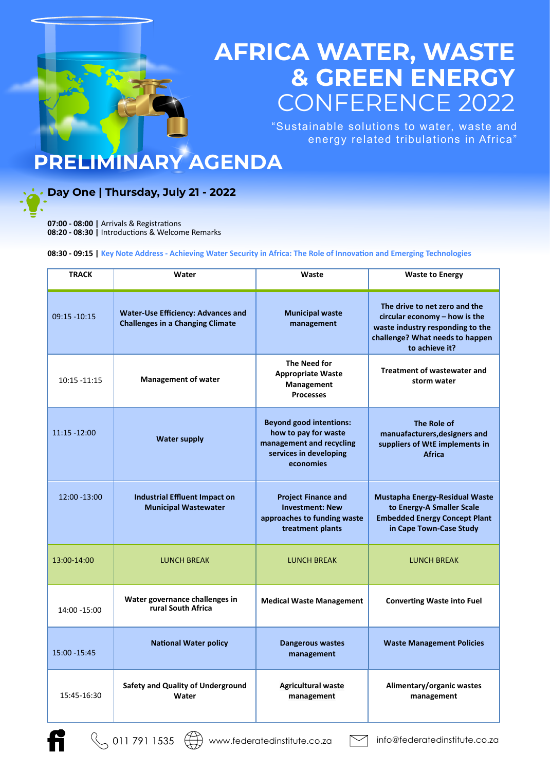# AFRICA WATER, WASTE & GREEN ENERGY CONFERENCE 2022

"Sustainable solutions to water, waste and energy related tribulations in Africa"

## PRELIMINARY AGENDA

### Day One | Thursday, July 21 - 2022

**07:00 - 08:00 |** Arrivals & Registrations
**08:20 - 08:30 |** Introductions & Welcome Remarks

**08:30 - 09:15 |** Key Note Address - Achieving Water Security in Africa: The Role of Innovation and Emerging Technologies

| TRACK | Water | Waste | Waste to Energy |
| --- | --- | --- | --- |
| 09:15 -10:15 | **Water-Use Efficiency: Advances and Challenges in a Changing Climate** | **Municipal waste management** | **The drive to net zero and the circular economy – how is the waste industry responding to the challenge? What needs to happen to achieve it?** |
| 10:15 -11:15 | **Management of water** | **The Need for Appropriate Waste Management Processes** | **Treatment of wastewater and storm water** |
| 11:15 -12:00 | **Water supply** | **Beyond good intentions: how to pay for waste management and recycling services in developing economies** | **The Role of manuafacturers,designers and suppliers of WtE implements in Africa** |
| 12:00 -13:00 | **Industrial Effluent Impact on Municipal Wastewater** | **Project Finance and Investment: New approaches to funding waste treatment plants** | **Mustapha Energy-Residual Waste to Energy-A Smaller Scale Embedded Energy Concept Plant in Cape Town-Case Study** |
| 13:00-14:00 | LUNCH BREAK | LUNCH BREAK | LUNCH BREAK |
| 14:00 -15:00 | **Water governance challenges in rural South Africa** | **Medical Waste Management** | **Converting Waste into Fuel** |
| 15:00 -15:45 | **National Water policy** | **Dangerous wastes management** | **Waste Management Policies** |
| 15:45-16:30 | **Safety and Quality of Underground Water** | **Agricultural waste management** | **Alimentary/organic wastes management** |

011 791 1535 www.federatedinstitute.co.za info@federatedinstitute.co.za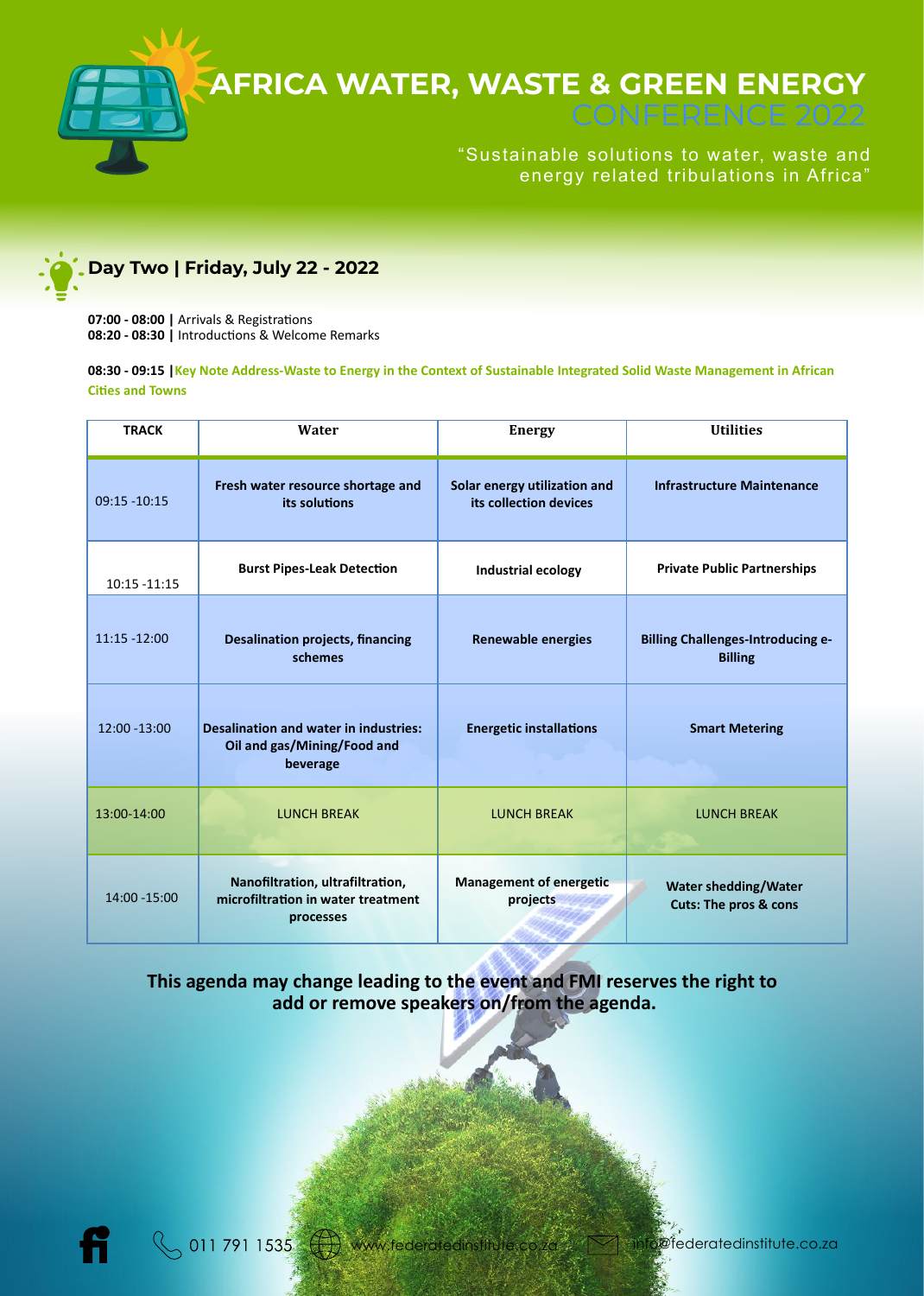# AFRICA WATER, WASTE & GREEN ENERGY CONFERENCE 2022

"Sustainable solutions to water, waste and energy related tribulations in Africa"

## Day Two | Friday, July 22 - 2022

**07:00 - 08:00 |** Arrivals & Registrations
**08:20 - 08:30 |** Introductions & Welcome Remarks

**08:30 - 09:15 | Key Note Address-Waste to Energy in the Context of Sustainable Integrated Solid Waste Management in African Cities and Towns**

| TRACK | Water | Energy | Utilities |
|---|---|---|---|
| 09:15 -10:15 | **Fresh water resource shortage and its solutions** | **Solar energy utilization and its collection devices** | **Infrastructure Maintenance** |
| 10:15 -11:15 | **Burst Pipes-Leak Detection** | **Industrial ecology** | **Private Public Partnerships** |
| 11:15 -12:00 | **Desalination projects, financing schemes** | **Renewable energies** | **Billing Challenges-Introducing e-Billing** |
| 12:00 -13:00 | **Desalination and water in industries: Oil and gas/Mining/Food and beverage** | **Energetic installations** | **Smart Metering** |
| 13:00-14:00 | LUNCH BREAK | LUNCH BREAK | LUNCH BREAK |
| 14:00 -15:00 | **Nanofiltration, ultrafiltration, microfiltration in water treatment processes** | **Management of energetic projects** | **Water shedding/Water Cuts: The pros & cons** |

**This agenda may change leading to the event and FMI reserves the right to add or remove speakers on/from the agenda.**

011 791 1535 www.federatedinstitute.co.za info@federatedinstitute.co.za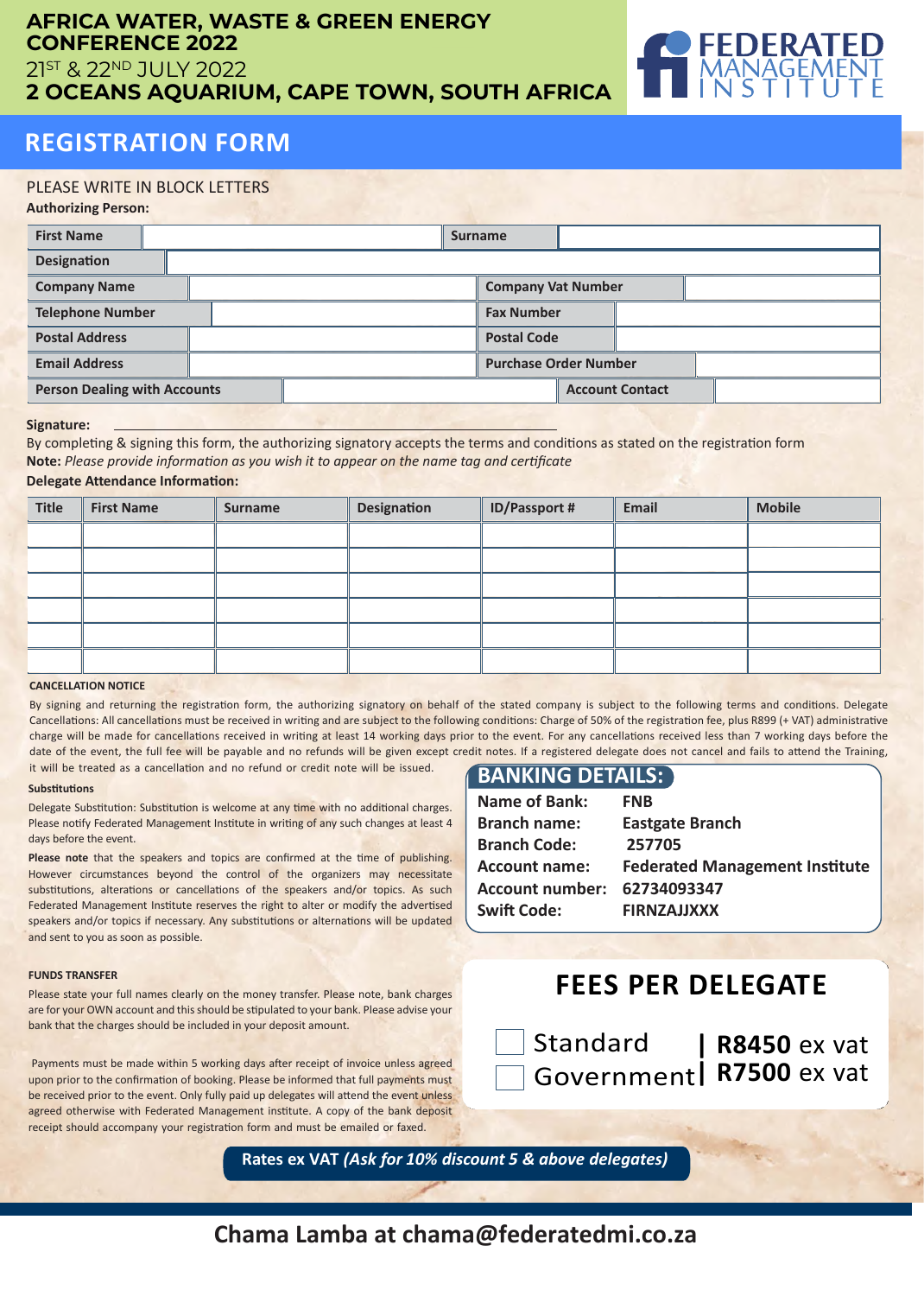**AFRICA WATER, WASTE & GREEN ENERGY CONFERENCE 2022**

21ST & 22ND JULY 2022

**2 OCEANS AQUARIUM, CAPE TOWN, SOUTH AFRICA**

FEDERATED MANAGEMENT INSTITUTE

## REGISTRATION FORM

PLEASE WRITE IN BLOCK LETTERS

**Authorizing Person:**

| | | | |
|---|---|---|---|
| **First Name** | | **Surname** | |
| **Designation** | | | |
| **Company Name** | | **Company Vat Number** | |
| **Telephone Number** | | **Fax Number** | |
| **Postal Address** | | **Postal Code** | |
| **Email Address** | | **Purchase Order Number** | |
| **Person Dealing with Accounts** | | **Account Contact** | |

**Signature:** ____________________

By completing & signing this form, the authorizing signatory accepts the terms and conditions as stated on the registration form

**Note:** *Please provide information as you wish it to appear on the name tag and certificate*

**Delegate Attendance Information:**

| Title | First Name | Surname | Designation | ID/Passport # | Email | Mobile |
|---|---|---|---|---|---|---|
| | | | | | | |
| | | | | | | |
| | | | | | | |
| | | | | | | |
| | | | | | | |
| | | | | | | |

**CANCELLATION NOTICE**

By signing and returning the registration form, the authorizing signatory on behalf of the stated company is subject to the following terms and conditions. Delegate Cancellations: All cancellations must be received in writing and are subject to the following conditions: Charge of 50% of the registration fee, plus R899 (+ VAT) administrative charge will be made for cancellations received in writing at least 14 working days prior to the event. For any cancellations received less than 7 working days before the date of the event, the full fee will be payable and no refunds will be given except credit notes. If a registered delegate does not cancel and fails to attend the Training, it will be treated as a cancellation and no refund or credit note will be issued.

**Substitutions**

Delegate Substitution: Substitution is welcome at any time with no additional charges. Please notify Federated Management Institute in writing of any such changes at least 4 days before the event.

**Please note** that the speakers and topics are confirmed at the time of publishing. However circumstances beyond the control of the organizers may necessitate substitutions, alterations or cancellations of the speakers and/or topics. As such Federated Management Institute reserves the right to alter or modify the advertised speakers and/or topics if necessary. Any substitutions or alternations will be updated and sent to you as soon as possible.

**FUNDS TRANSFER**

Please state your full names clearly on the money transfer. Please note, bank charges are for your OWN account and this should be stipulated to your bank. Please advise your bank that the charges should be included in your deposit amount.

Payments must be made within 5 working days after receipt of invoice unless agreed upon prior to the confirmation of booking. Please be informed that full payments must be received prior to the event. Only fully paid up delegates will attend the event unless agreed otherwise with Federated Management institute. A copy of the bank deposit receipt should accompany your registration form and must be emailed or faxed.

### BANKING DETAILS:

| | |
|---|---|
| **Name of Bank:** | **FNB** |
| **Branch name:** | **Eastgate Branch** |
| **Branch Code:** | **257705** |
| **Account name:** | **Federated Management Institute** |
| **Account number:** | **62734093347** |
| **Swift Code:** | **FIRNZAJJXXX** |

### FEES PER DELEGATE

| | |
|---|---|
| ☐ Standard | **R8450** ex vat |
| ☐ Government | **R7500** ex vat |

**Rates ex VAT** ***(Ask for 10% discount 5 & above delegates)***

**Chama Lamba at chama@federatedmi.co.za**